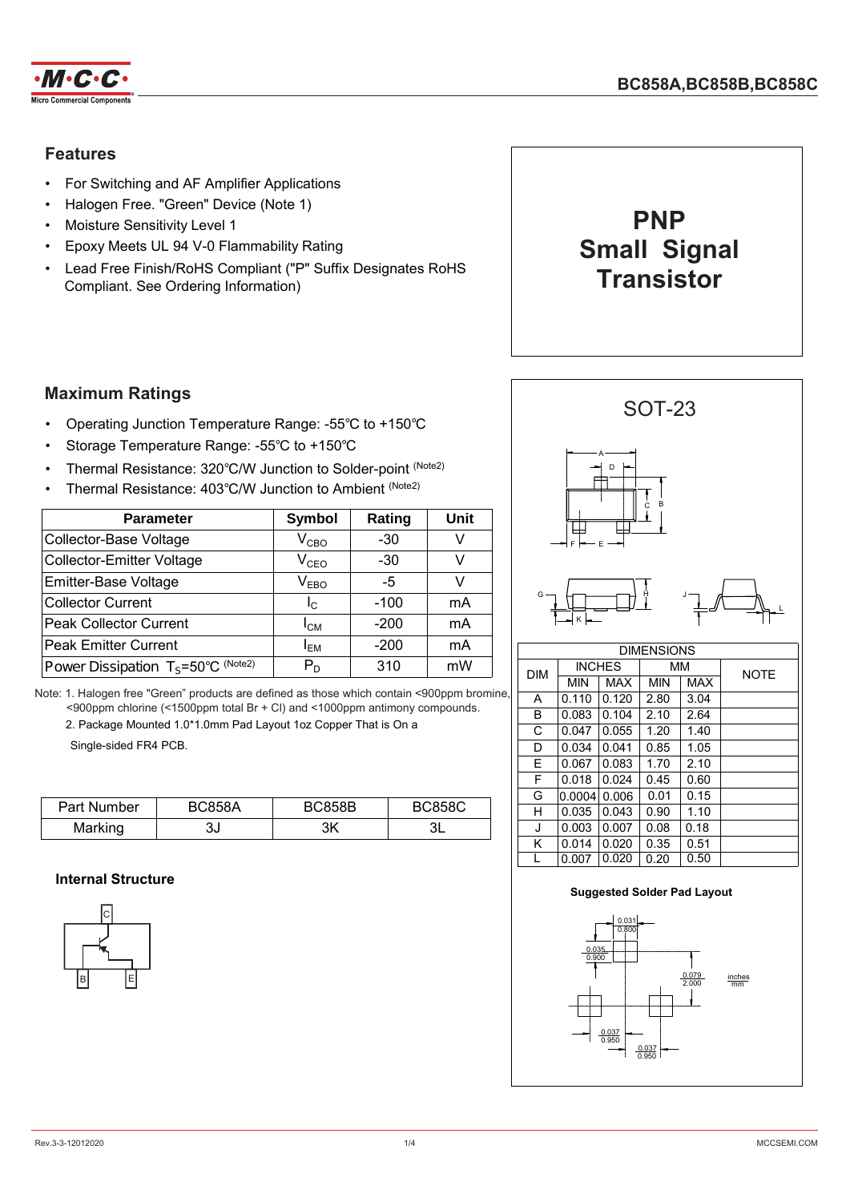# BC858A,BC858B,BC858C

## Features

- For Switching and AF Amplifier Applications
- Halogen Free. "Green" Device (Note 1)
- Moisture Sensitivity Level 1
- Epoxy Meets UL 94 V-0 Flammability Rating
- Lead Free Finish/RoHS Compliant ("P" Suffix Designates RoHS Compliant. See Ordering Information)

**PNP Small Signal Transistor**

## Maximum Ratings

- Operating Junction Temperature Range: -55℃ to +150℃
- Storage Temperature Range: -55℃ to +150℃
- Thermal Resistance: 320℃/W Junction to Solder-point (Note2)
- Thermal Resistance: 403℃/W Junction to Ambient (Note2)

| Parameter | Symbol | Rating | Unit |
|---|---|---|---|
| Collector-Base Voltage | $V_{CBO}$ | -30 | V |
| Collector-Emitter Voltage | $V_{CEO}$ | -30 | V |
| Emitter-Base Voltage | $V_{EBO}$ | -5 | V |
| Collector Current | $I_C$ | -100 | mA |
| Peak Collector Current | $I_{CM}$ | -200 | mA |
| Peak Emitter Current | $I_{EM}$ | -200 | mA |
| Power Dissipation $T_S$=50℃ (Note2) | $P_D$ | 310 | mW |

Note: 1. Halogen free "Green" products are defined as those which contain <900ppm bromine, <900ppm chlorine (<1500ppm total Br + Cl) and <1000ppm antimony compounds.
2. Package Mounted 1.0*1.0mm Pad Layout 1oz Copper That is On a Single-sided FR4 PCB.

| Part Number | BC858A | BC858B | BC858C |
|---|---|---|---|
| Marking | 3J | 3K | 3L |

### Internal Structure

## SOT-23

| DIM | INCHES | | MM | | NOTE |
|---|---|---|---|---|---|
| | MIN | MAX | MIN | MAX | |
| A | 0.110 | 0.120 | 2.80 | 3.04 | |
| B | 0.083 | 0.104 | 2.10 | 2.64 | |
| C | 0.047 | 0.055 | 1.20 | 1.40 | |
| D | 0.034 | 0.041 | 0.85 | 1.05 | |
| E | 0.067 | 0.083 | 1.70 | 2.10 | |
| F | 0.018 | 0.024 | 0.45 | 0.60 | |
| G | 0.0004 | 0.006 | 0.01 | 0.15 | |
| H | 0.035 | 0.043 | 0.90 | 1.10 | |
| J | 0.003 | 0.007 | 0.08 | 0.18 | |
| K | 0.014 | 0.020 | 0.35 | 0.51 | |
| L | 0.007 | 0.020 | 0.20 | 0.50 | |

**Suggested Solder Pad Layout**

Rev.3-3-12012020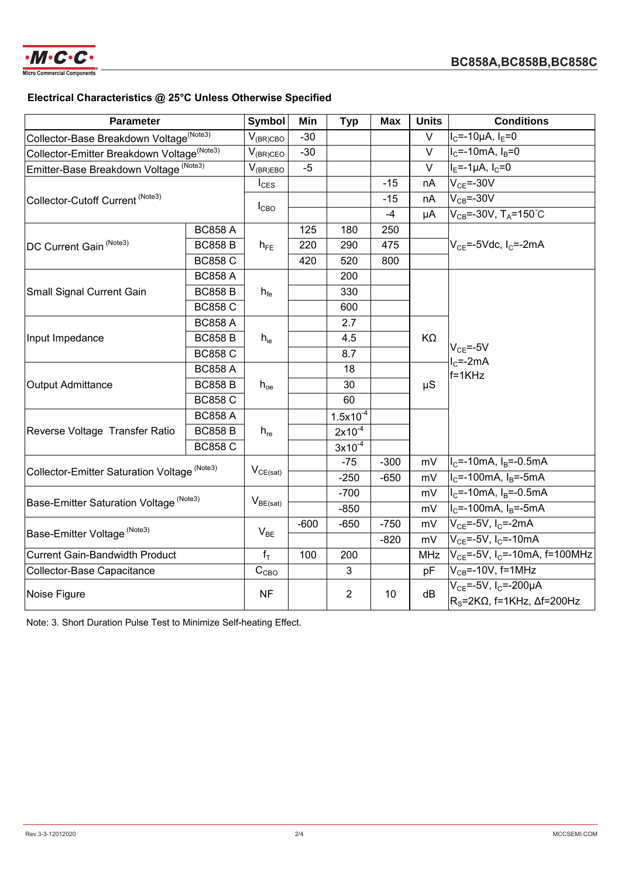## Electrical Characteristics @ 25°C Unless Otherwise Specified

| Parameter | | Symbol | Min | Typ | Max | Units | Conditions |
|---|---|---|---|---|---|---|---|
| Collector-Base Breakdown Voltage(Note3) | | $V_{(BR)CBO}$ | -30 | | | V | $I_C$=-10μA, $I_E$=0 |
| Collector-Emitter Breakdown Voltage(Note3) | | $V_{(BR)CEO}$ | -30 | | | V | $I_C$=-10mA, $I_B$=0 |
| Emitter-Base Breakdown Voltage (Note3) | | $V_{(BR)EBO}$ | -5 | | | V | $I_E$=-1μA, $I_C$=0 |
| Collector-Cutoff Current (Note3) | | $I_{CES}$ | | | -15 | nA | $V_{CE}$=-30V |
| | | $I_{CBO}$ | | | -15 | nA | $V_{CB}$=-30V |
| | | | | | -4 | μA | $V_{CB}$=-30V, $T_A$=150°C |
| DC Current Gain (Note3) | BC858 A | $h_{FE}$ | 125 | 180 | 250 | | $V_{CE}$=-5Vdc, $I_C$=-2mA |
| | BC858 B | | 220 | 290 | 475 | | |
| | BC858 C | | 420 | 520 | 800 | | |
| Small Signal Current Gain | BC858 A | $h_{fe}$ | | 200 | | | $V_{CE}$=-5V $I_C$=-2mA f=1KHz |
| | BC858 B | | | 330 | | | |
| | BC858 C | | | 600 | | | |
| Input Impedance | BC858 A | $h_{ie}$ | | 2.7 | | KΩ | |
| | BC858 B | | | 4.5 | | | |
| | BC858 C | | | 8.7 | | | |
| Output Admittance | BC858 A | $h_{oe}$ | | 18 | | μS | |
| | BC858 B | | | 30 | | | |
| | BC858 C | | | 60 | | | |
| Reverse Voltage Transfer Ratio | BC858 A | $h_{re}$ | | $1.5x10^{-4}$ | | | |
| | BC858 B | | | $2x10^{-4}$ | | | |
| | BC858 C | | | $3x10^{-4}$ | | | |
| Collector-Emitter Saturation Voltage (Note3) | | $V_{CE(sat)}$ | | -75 | -300 | mV | $I_C$=-10mA, $I_B$=-0.5mA |
| | | | | -250 | -650 | mV | $I_C$=-100mA, $I_B$=-5mA |
| Base-Emitter Saturation Voltage (Note3) | | $V_{BE(sat)}$ | | -700 | | mV | $I_C$=-10mA, $I_B$=-0.5mA |
| | | | | -850 | | mV | $I_C$=-100mA, $I_B$=-5mA |
| Base-Emitter Voltage (Note3) | | $V_{BE}$ | -600 | -650 | -750 | mV | $V_{CE}$=-5V, $I_C$=-2mA |
| | | | | | -820 | mV | $V_{CE}$=-5V, $I_C$=-10mA |
| Current Gain-Bandwidth Product | | $f_T$ | 100 | 200 | | MHz | $V_{CE}$=-5V, $I_C$=-10mA, f=100MHz |
| Collector-Base Capacitance | | $C_{CBO}$ | | 3 | | pF | $V_{CB}$=-10V, f=1MHz |
| Noise Figure | | NF | | 2 | 10 | dB | $V_{CE}$=-5V, $I_C$=-200μA $R_S$=2KΩ, f=1KHz, Δf=200Hz |

Note: 3. Short Duration Pulse Test to Minimize Self-heating Effect.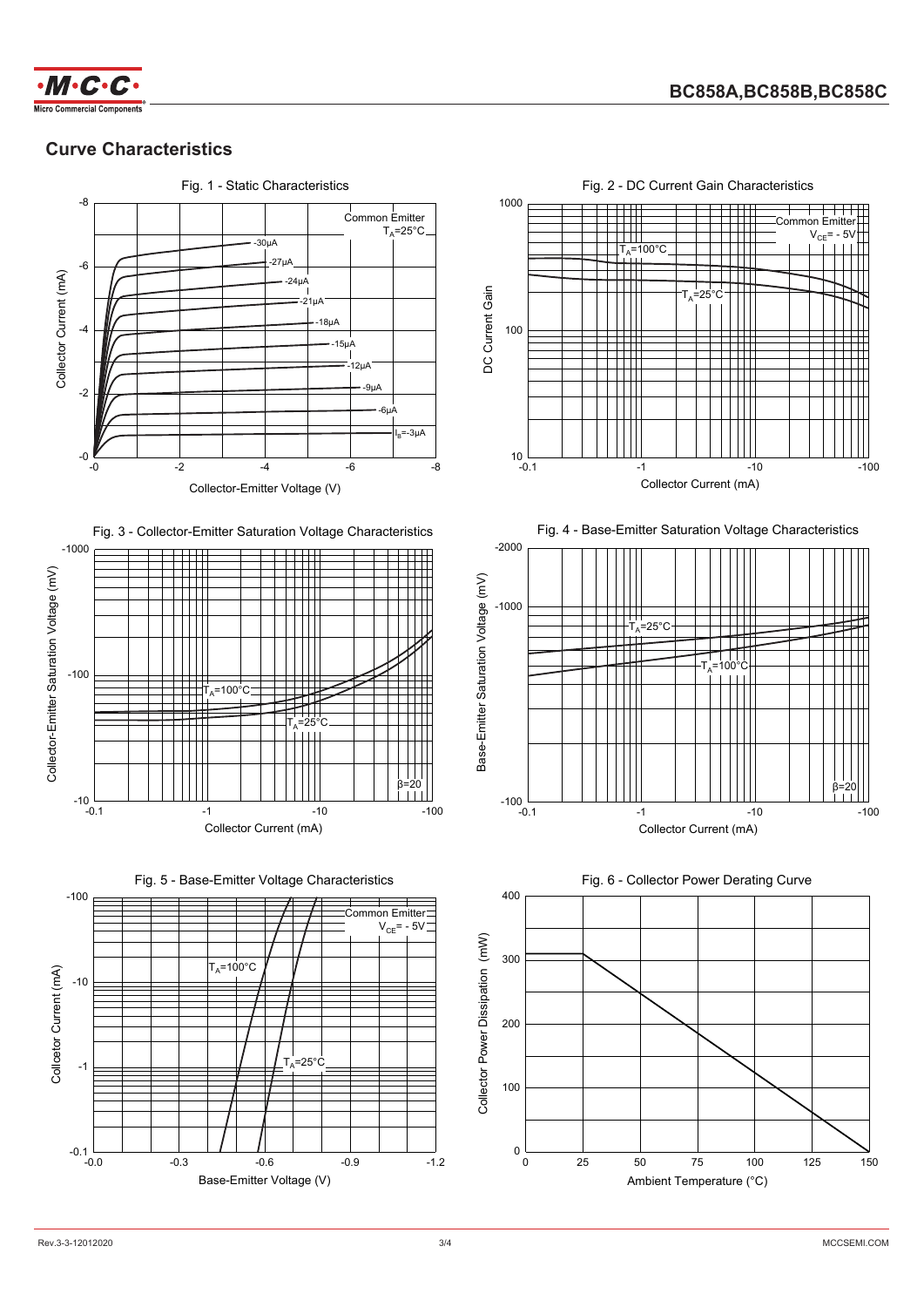## Curve Characteristics

Fig. 1 - Static Characteristics

Common Emitter
$T_A$=25°C

Collector Current (mA)

Collector-Emitter Voltage (V)

$I_B$=-3μA, -6μA, -9μA, -12μA, -15μA, -18μA, -21μA, -24μA, -27μA, -30μA

Fig. 2 - DC Current Gain Characteristics

Common Emitter
$V_{CE}$= - 5V

$T_A$=100°C

$T_A$=25°C

DC Current Gain

Collector Current (mA)

Fig. 3 - Collector-Emitter Saturation Voltage Characteristics

$T_A$=100°C

$T_A$=25°C

β=20

Collector-Emitter Saturation Voltage (mV)

Collector Current (mA)

Fig. 4 - Base-Emitter Saturation Voltage Characteristics

$T_A$=25°C

$T_A$=100°C

β=20

Base-Emitter Saturation Voltage (mV)

Collector Current (mA)

Fig. 5 - Base-Emitter Voltage Characteristics

Common Emitter
$V_{CE}$= - 5V

$T_A$=100°C

$T_A$=25°C

Collcetor Current (mA)

Base-Emitter Voltage (V)

Fig. 6 - Collector Power Derating Curve

Collector Power Dissipation (mW)

Ambient Temperature (°C)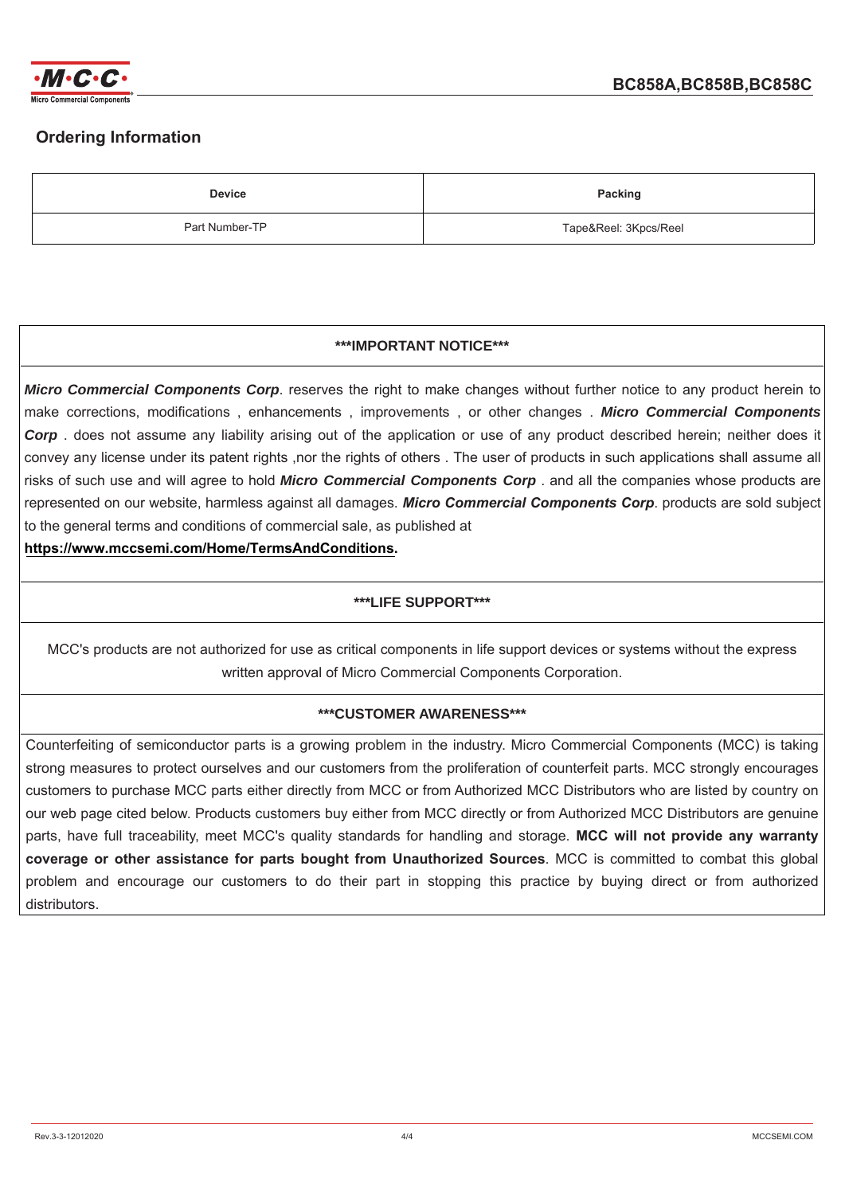## Ordering Information

| Device | Packing |
| --- | --- |
| Part Number-TP | Tape&Reel: 3Kpcs/Reel |

### ***IMPORTANT NOTICE***

***Micro Commercial Components Corp***. reserves the right to make changes without further notice to any product herein to make corrections, modifications , enhancements , improvements , or other changes . ***Micro Commercial Components Corp*** . does not assume any liability arising out of the application or use of any product described herein; neither does it convey any license under its patent rights ,nor the rights of others . The user of products in such applications shall assume all risks of such use and will agree to hold ***Micro Commercial Components Corp*** . and all the companies whose products are represented on our website, harmless against all damages. ***Micro Commercial Components Corp***. products are sold subject to the general terms and conditions of commercial sale, as published at
**https://www.mccsemi.com/Home/TermsAndConditions.**

### ***LIFE SUPPORT***

MCC's products are not authorized for use as critical components in life support devices or systems without the express written approval of Micro Commercial Components Corporation.

### ***CUSTOMER AWARENESS***

Counterfeiting of semiconductor parts is a growing problem in the industry. Micro Commercial Components (MCC) is taking strong measures to protect ourselves and our customers from the proliferation of counterfeit parts. MCC strongly encourages customers to purchase MCC parts either directly from MCC or from Authorized MCC Distributors who are listed by country on our web page cited below. Products customers buy either from MCC directly or from Authorized MCC Distributors are genuine parts, have full traceability, meet MCC's quality standards for handling and storage. **MCC will not provide any warranty coverage or other assistance for parts bought from Unauthorized Sources**. MCC is committed to combat this global problem and encourage our customers to do their part in stopping this practice by buying direct or from authorized distributors.